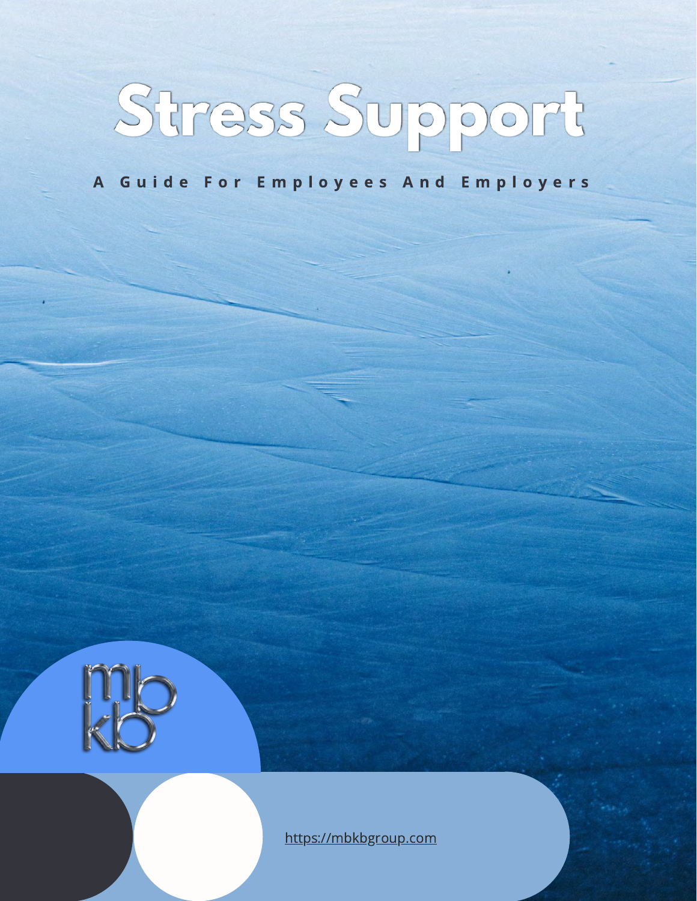# Stress Support

**A Guide For Employees And Employers**

mb
kb

https://mbkbgroup.com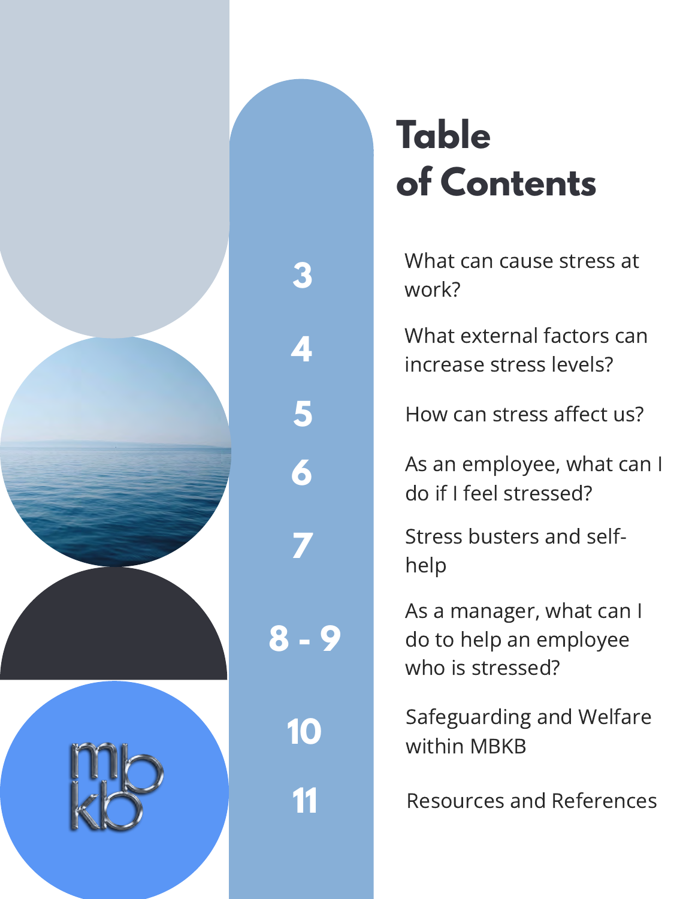# Table of Contents

| Page | Section |
|---|---|
| 3 | What can cause stress at work? |
| 4 | What external factors can increase stress levels? |
| 5 | How can stress affect us? |
| 6 | As an employee, what can I do if I feel stressed? |
| 7 | Stress busters and self-help |
| 8 - 9 | As a manager, what can I do to help an employee who is stressed? |
| 10 | Safeguarding and Welfare within MBKB |
| 11 | Resources and References |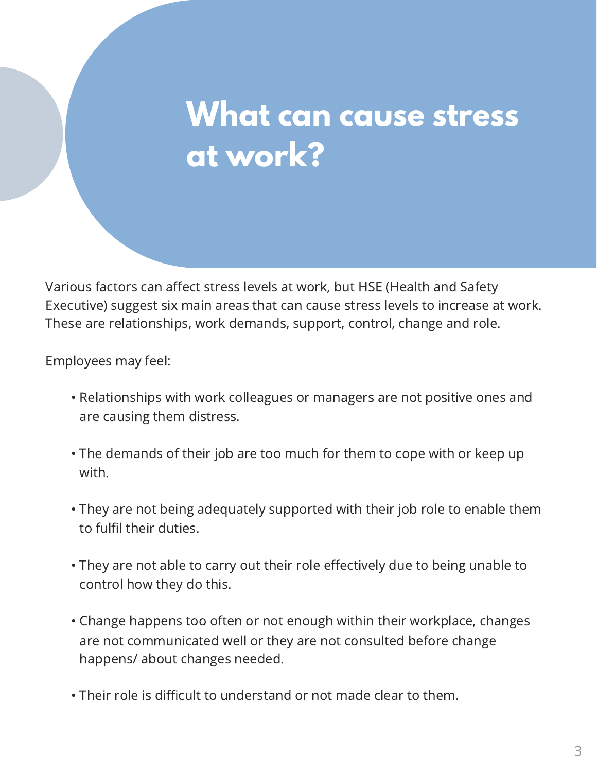# What can cause stress at work?

Various factors can affect stress levels at work, but HSE (Health and Safety Executive) suggest six main areas that can cause stress levels to increase at work. These are relationships, work demands, support, control, change and role.

Employees may feel:

- Relationships with work colleagues or managers are not positive ones and are causing them distress.
- The demands of their job are too much for them to cope with or keep up with.
- They are not being adequately supported with their job role to enable them to fulfil their duties.
- They are not able to carry out their role effectively due to being unable to control how they do this.
- Change happens too often or not enough within their workplace, changes are not communicated well or they are not consulted before change happens/ about changes needed.
- Their role is difficult to understand or not made clear to them.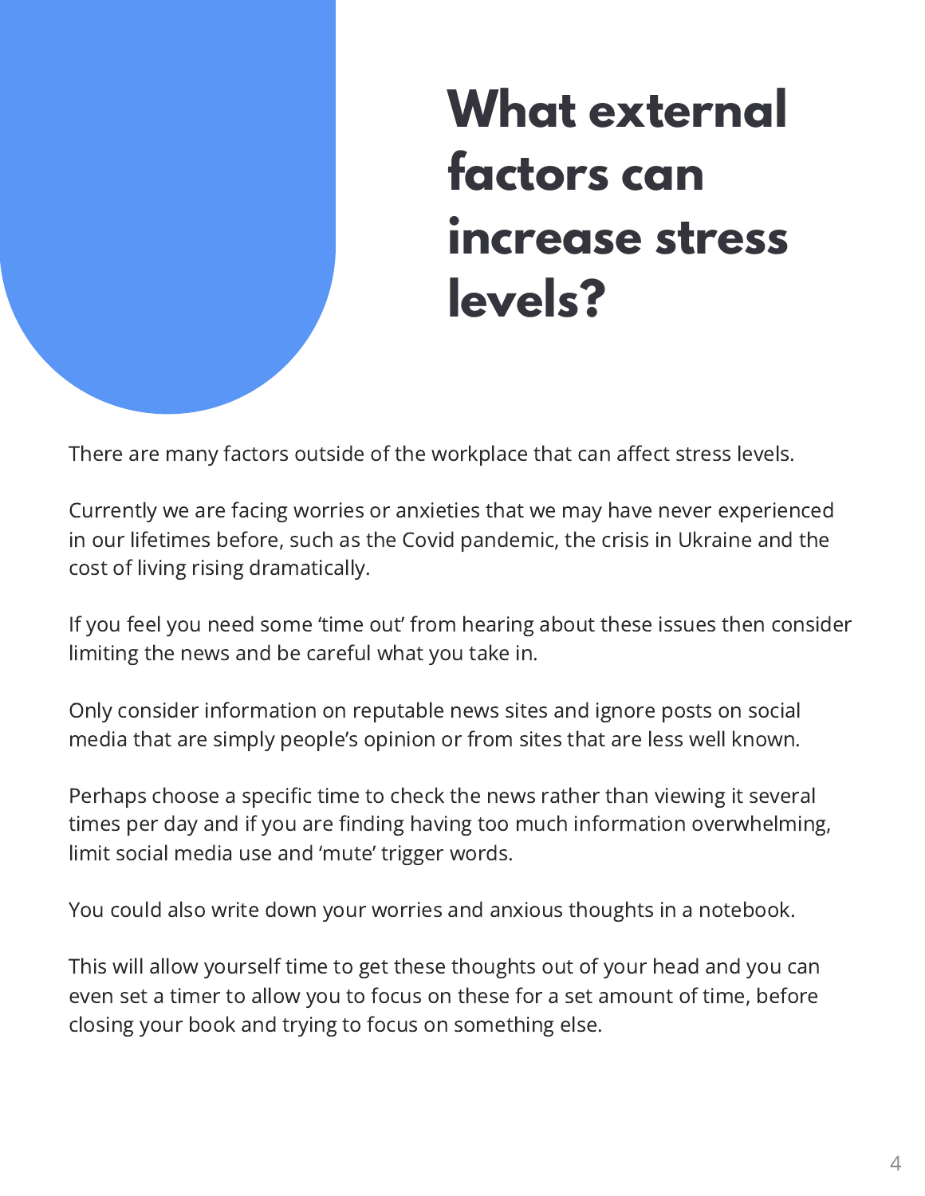# What external factors can increase stress levels?

There are many factors outside of the workplace that can affect stress levels.

Currently we are facing worries or anxieties that we may have never experienced in our lifetimes before, such as the Covid pandemic, the crisis in Ukraine and the cost of living rising dramatically.

If you feel you need some 'time out' from hearing about these issues then consider limiting the news and be careful what you take in.

Only consider information on reputable news sites and ignore posts on social media that are simply people's opinion or from sites that are less well known.

Perhaps choose a specific time to check the news rather than viewing it several times per day and if you are finding having too much information overwhelming, limit social media use and 'mute' trigger words.

You could also write down your worries and anxious thoughts in a notebook.

This will allow yourself time to get these thoughts out of your head and you can even set a timer to allow you to focus on these for a set amount of time, before closing your book and trying to focus on something else.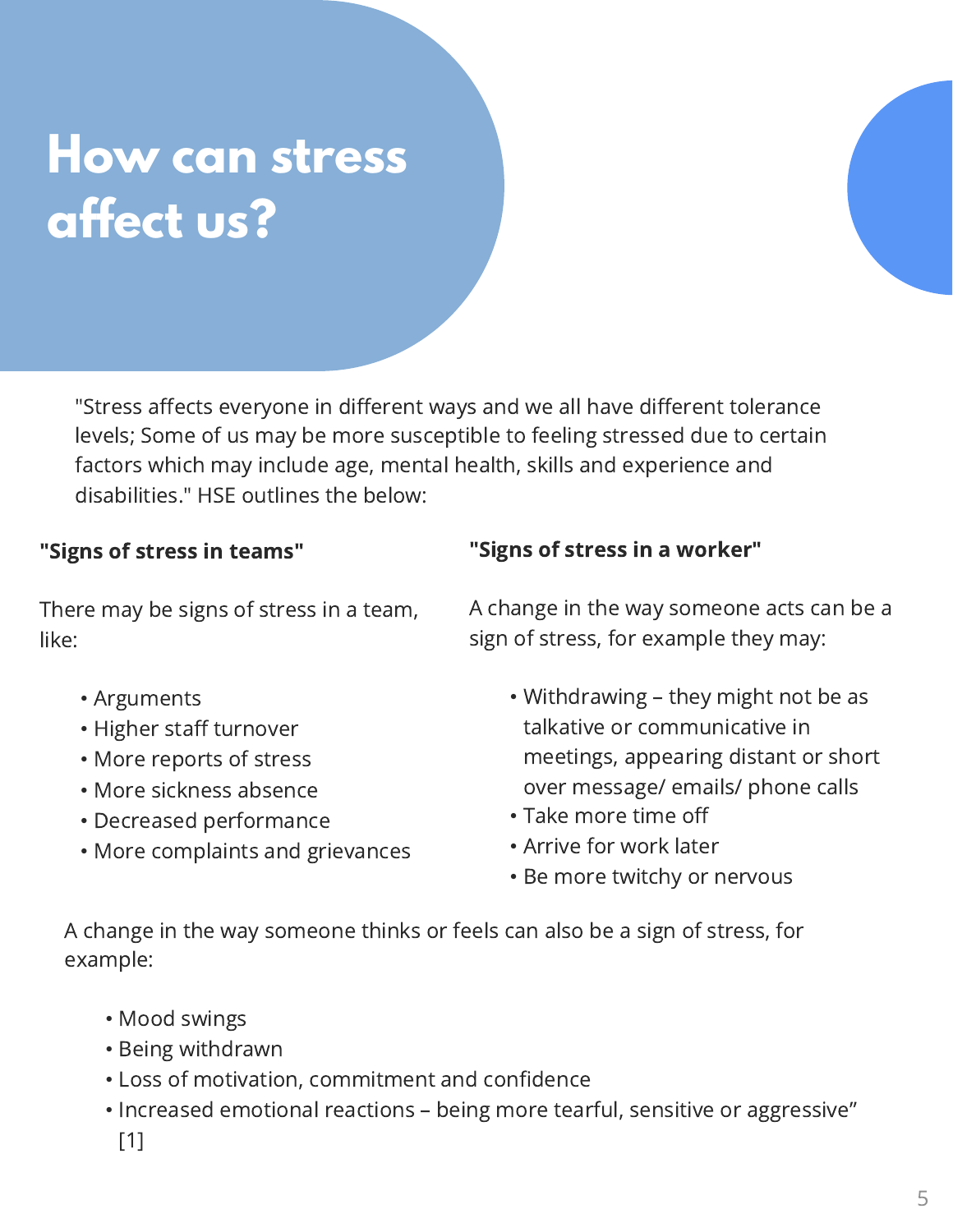# How can stress affect us?

"Stress affects everyone in different ways and we all have different tolerance levels; Some of us may be more susceptible to feeling stressed due to certain factors which may include age, mental health, skills and experience and disabilities." HSE outlines the below:

**"Signs of stress in teams"**

There may be signs of stress in a team, like:

- Arguments
- Higher staff turnover
- More reports of stress
- More sickness absence
- Decreased performance
- More complaints and grievances

**"Signs of stress in a worker"**

A change in the way someone acts can be a sign of stress, for example they may:

- Withdrawing – they might not be as talkative or communicative in meetings, appearing distant or short over message/ emails/ phone calls
- Take more time off
- Arrive for work later
- Be more twitchy or nervous

A change in the way someone thinks or feels can also be a sign of stress, for example:

- Mood swings
- Being withdrawn
- Loss of motivation, commitment and confidence
- Increased emotional reactions – being more tearful, sensitive or aggressive" [1]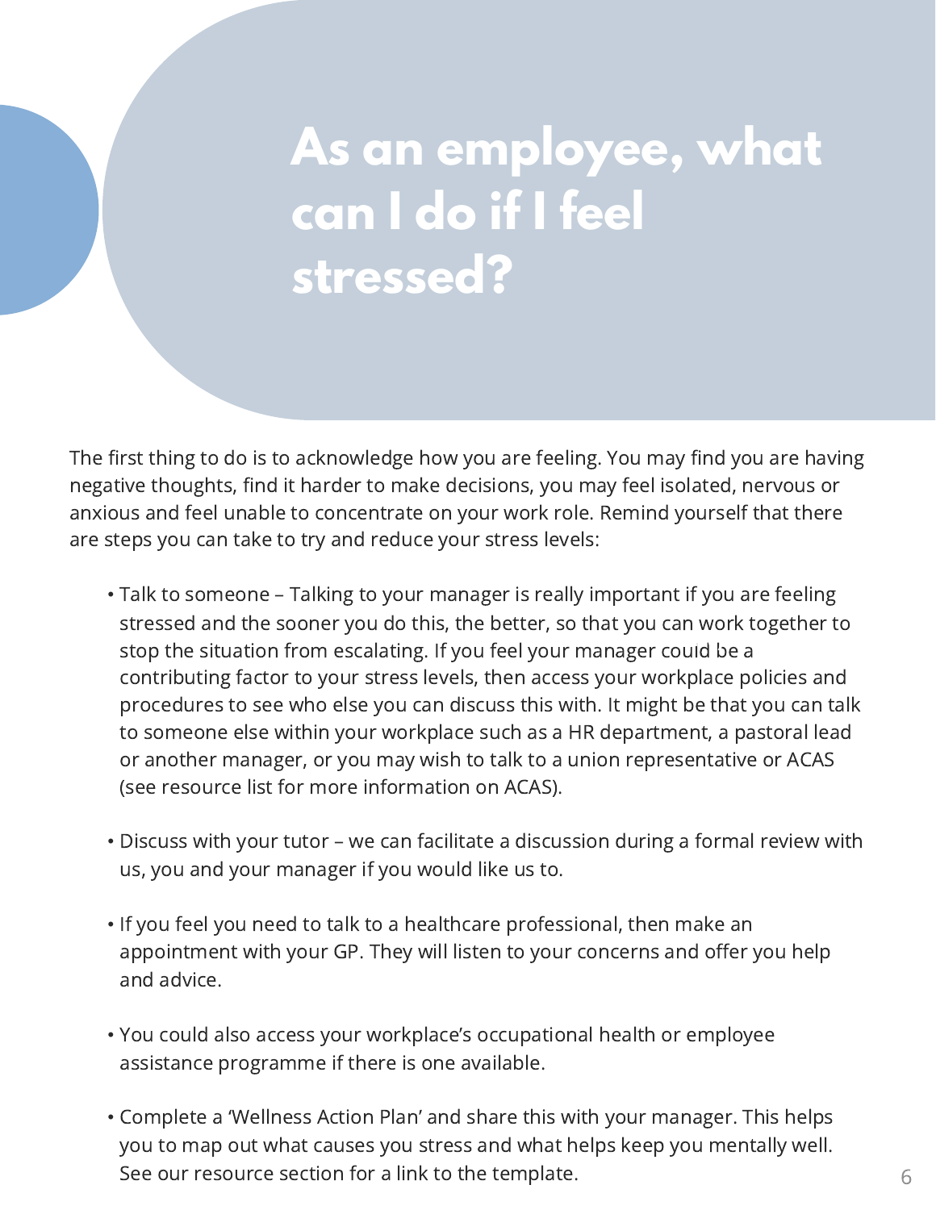# As an employee, what can I do if I feel stressed?

The first thing to do is to acknowledge how you are feeling. You may find you are having negative thoughts, find it harder to make decisions, you may feel isolated, nervous or anxious and feel unable to concentrate on your work role. Remind yourself that there are steps you can take to try and reduce your stress levels:

- Talk to someone – Talking to your manager is really important if you are feeling stressed and the sooner you do this, the better, so that you can work together to stop the situation from escalating. If you feel your manager could be a contributing factor to your stress levels, then access your workplace policies and procedures to see who else you can discuss this with. It might be that you can talk to someone else within your workplace such as a HR department, a pastoral lead or another manager, or you may wish to talk to a union representative or ACAS (see resource list for more information on ACAS).

- Discuss with your tutor – we can facilitate a discussion during a formal review with us, you and your manager if you would like us to.

- If you feel you need to talk to a healthcare professional, then make an appointment with your GP. They will listen to your concerns and offer you help and advice.

- You could also access your workplace's occupational health or employee assistance programme if there is one available.

- Complete a 'Wellness Action Plan' and share this with your manager. This helps you to map out what causes you stress and what helps keep you mentally well. See our resource section for a link to the template.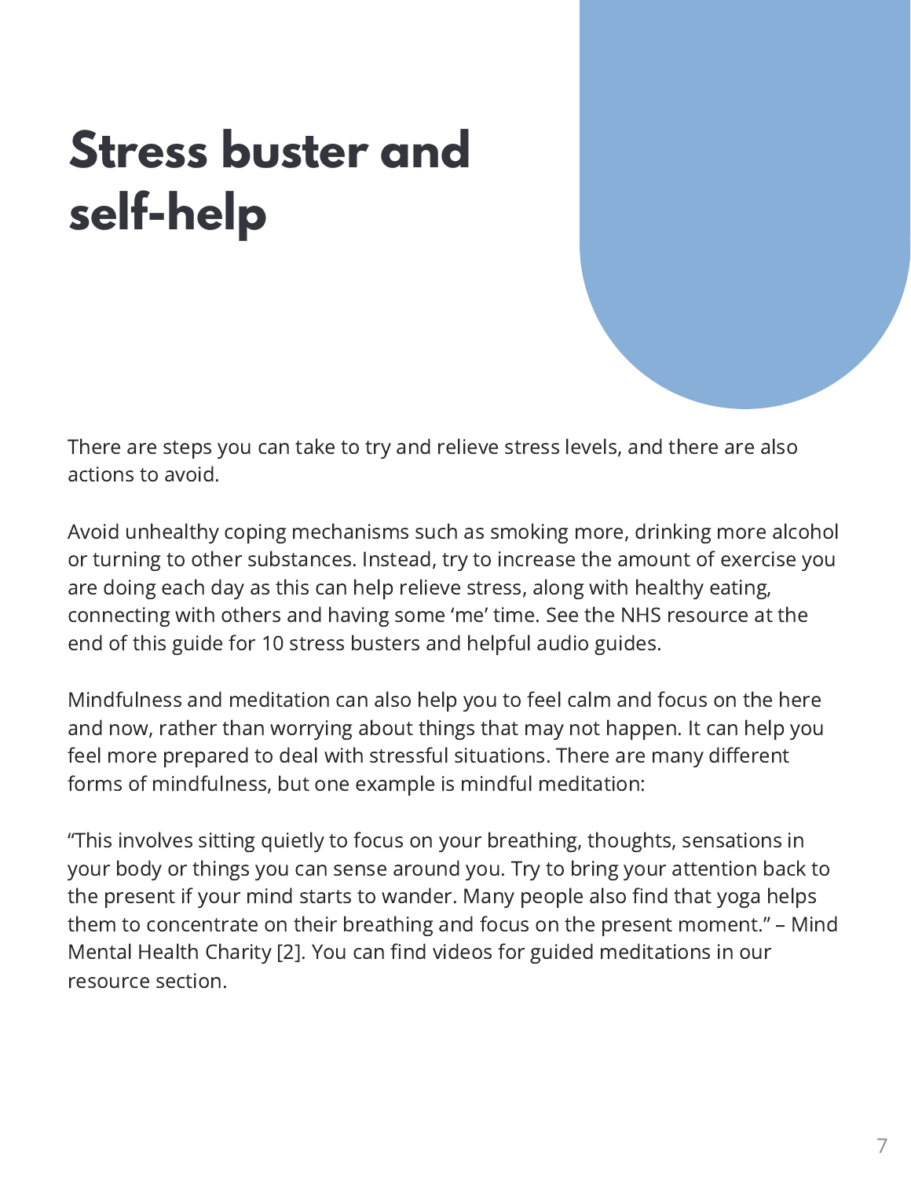# Stress buster and self-help

There are steps you can take to try and relieve stress levels, and there are also actions to avoid.

Avoid unhealthy coping mechanisms such as smoking more, drinking more alcohol or turning to other substances. Instead, try to increase the amount of exercise you are doing each day as this can help relieve stress, along with healthy eating, connecting with others and having some 'me' time. See the NHS resource at the end of this guide for 10 stress busters and helpful audio guides.

Mindfulness and meditation can also help you to feel calm and focus on the here and now, rather than worrying about things that may not happen. It can help you feel more prepared to deal with stressful situations. There are many different forms of mindfulness, but one example is mindful meditation:

"This involves sitting quietly to focus on your breathing, thoughts, sensations in your body or things you can sense around you. Try to bring your attention back to the present if your mind starts to wander. Many people also find that yoga helps them to concentrate on their breathing and focus on the present moment." – Mind Mental Health Charity [2]. You can find videos for guided meditations in our resource section.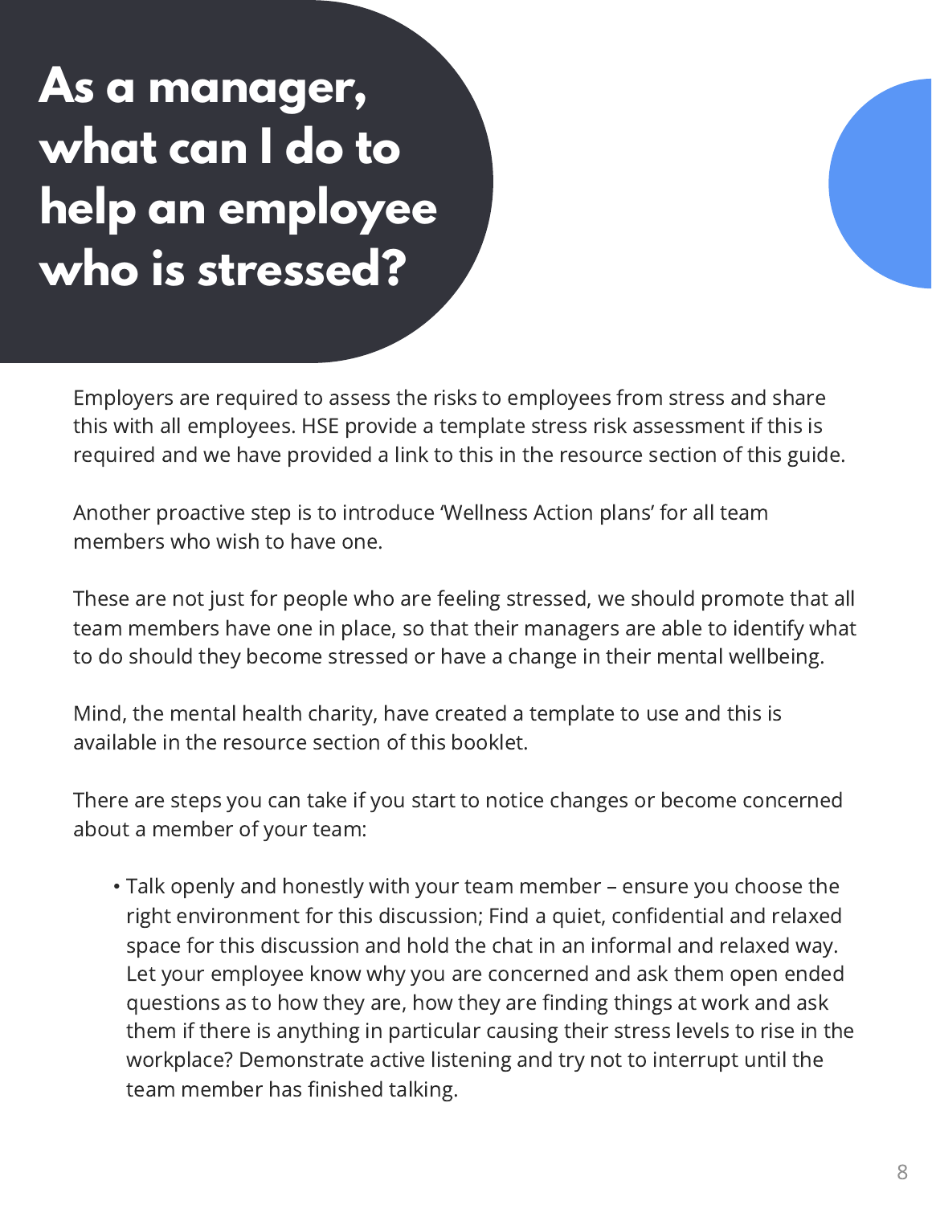# As a manager, what can I do to help an employee who is stressed?

Employers are required to assess the risks to employees from stress and share this with all employees. HSE provide a template stress risk assessment if this is required and we have provided a link to this in the resource section of this guide.

Another proactive step is to introduce 'Wellness Action plans' for all team members who wish to have one.

These are not just for people who are feeling stressed, we should promote that all team members have one in place, so that their managers are able to identify what to do should they become stressed or have a change in their mental wellbeing.

Mind, the mental health charity, have created a template to use and this is available in the resource section of this booklet.

There are steps you can take if you start to notice changes or become concerned about a member of your team:

- Talk openly and honestly with your team member – ensure you choose the right environment for this discussion; Find a quiet, confidential and relaxed space for this discussion and hold the chat in an informal and relaxed way. Let your employee know why you are concerned and ask them open ended questions as to how they are, how they are finding things at work and ask them if there is anything in particular causing their stress levels to rise in the workplace? Demonstrate active listening and try not to interrupt until the team member has finished talking.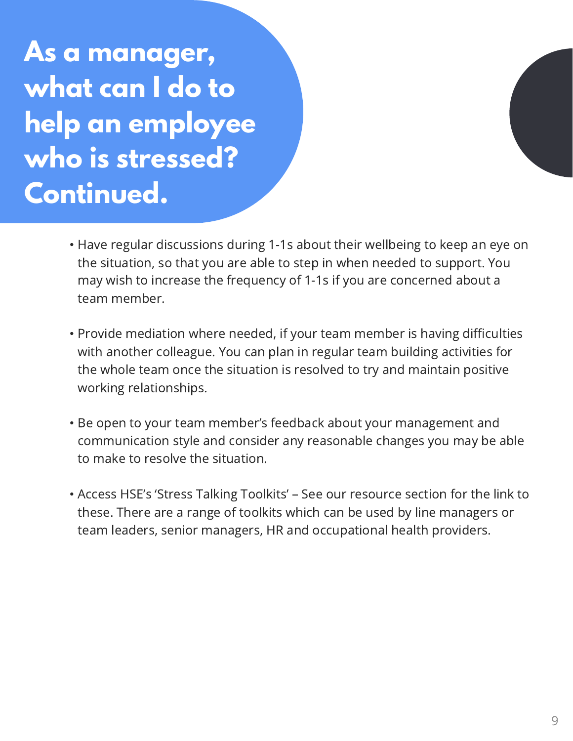# As a manager, what can I do to help an employee who is stressed? Continued.

- Have regular discussions during 1-1s about their wellbeing to keep an eye on the situation, so that you are able to step in when needed to support. You may wish to increase the frequency of 1-1s if you are concerned about a team member.

- Provide mediation where needed, if your team member is having difficulties with another colleague. You can plan in regular team building activities for the whole team once the situation is resolved to try and maintain positive working relationships.

- Be open to your team member's feedback about your management and communication style and consider any reasonable changes you may be able to make to resolve the situation.

- Access HSE's 'Stress Talking Toolkits' – See our resource section for the link to these. There are a range of toolkits which can be used by line managers or team leaders, senior managers, HR and occupational health providers.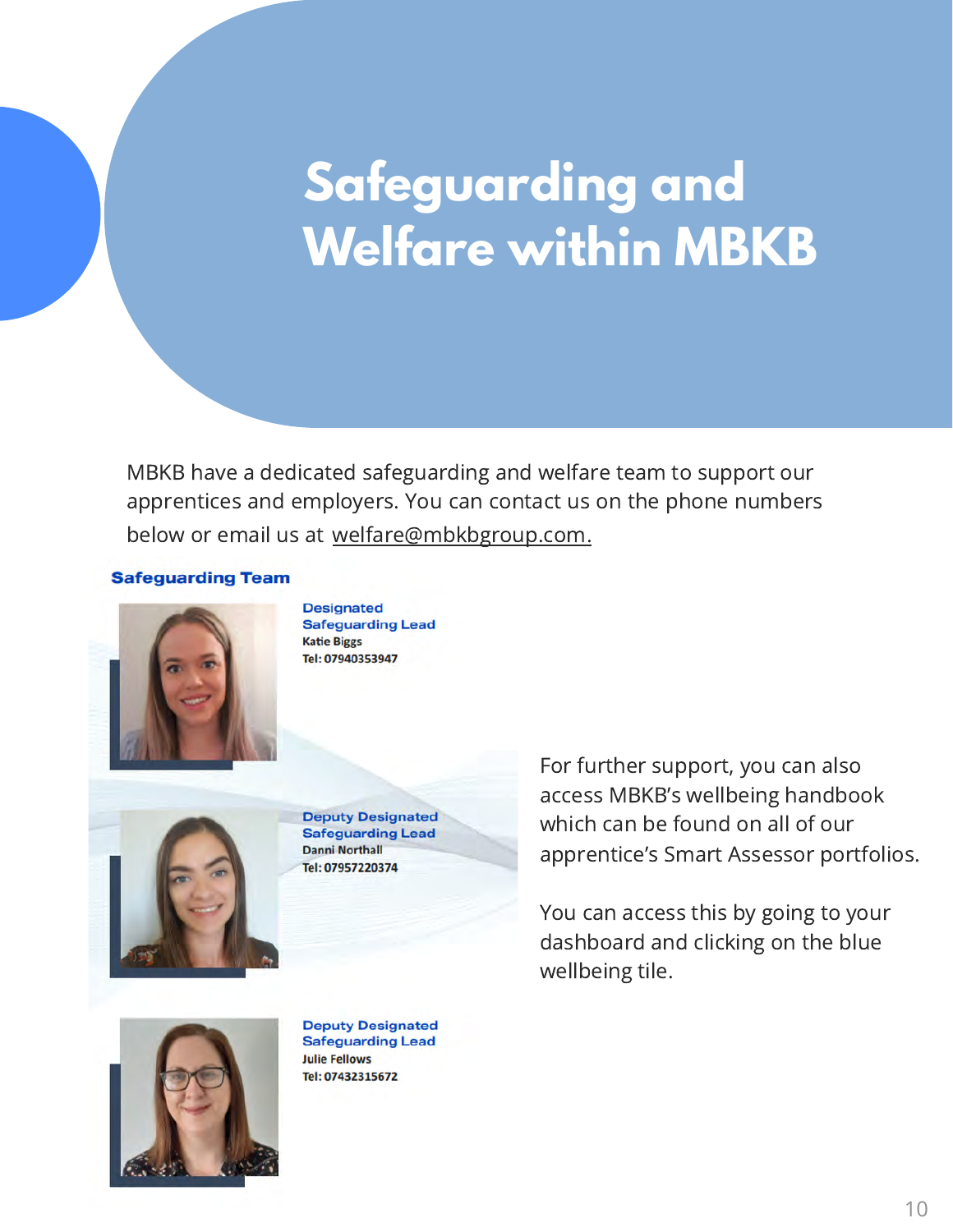# Safeguarding and Welfare within MBKB

MBKB have a dedicated safeguarding and welfare team to support our apprentices and employers. You can contact us on the phone numbers below or email us at welfare@mbkbgroup.com.

## Safeguarding Team

**Designated Safeguarding Lead**
Katie Biggs
Tel: 07940353947

**Deputy Designated Safeguarding Lead**
Danni Northall
Tel: 07957220374

**Deputy Designated Safeguarding Lead**
Julie Fellows
Tel: 07432315672

For further support, you can also access MBKB's wellbeing handbook which can be found on all of our apprentice's Smart Assessor portfolios.

You can access this by going to your dashboard and clicking on the blue wellbeing tile.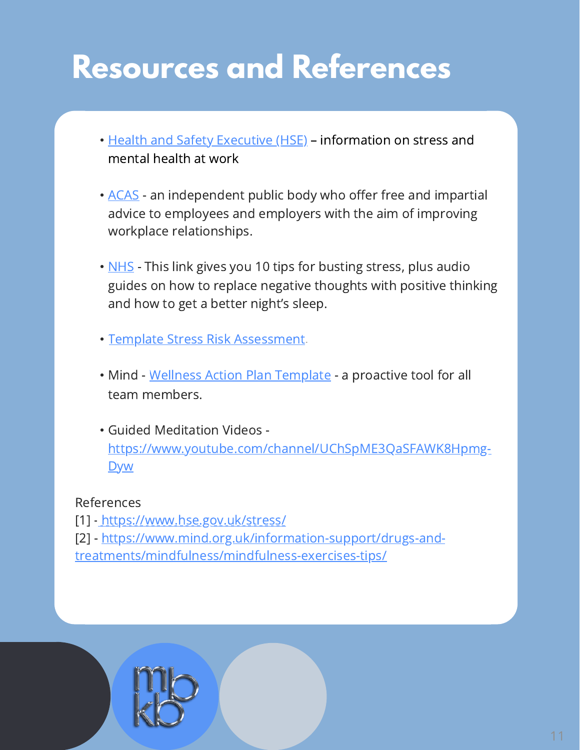# Resources and References

- Health and Safety Executive (HSE) – information on stress and mental health at work
- ACAS - an independent public body who offer free and impartial advice to employees and employers with the aim of improving workplace relationships.
- NHS - This link gives you 10 tips for busting stress, plus audio guides on how to replace negative thoughts with positive thinking and how to get a better night's sleep.
- Template Stress Risk Assessment.
- Mind - Wellness Action Plan Template - a proactive tool for all team members.
- Guided Meditation Videos - https://www.youtube.com/channel/UChSpME3QaSFAWK8Hpmg-Dyw

References

[1] - https://www.hse.gov.uk/stress/

[2] - https://www.mind.org.uk/information-support/drugs-and-treatments/mindfulness/mindfulness-exercises-tips/